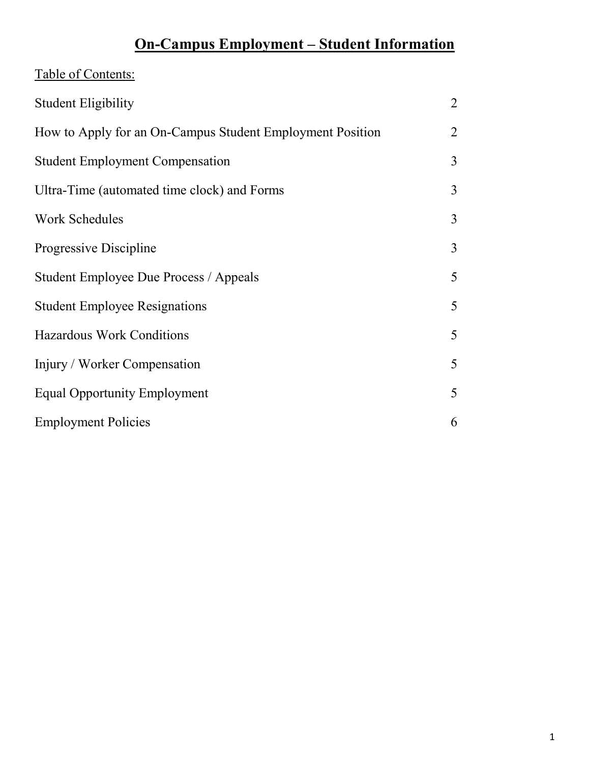# On-Campus Employment – Student Information

Table of Contents:

| | |
|---|---|
| Student Eligibility | 2 |
| How to Apply for an On-Campus Student Employment Position | 2 |
| Student Employment Compensation | 3 |
| Ultra-Time (automated time clock) and Forms | 3 |
| Work Schedules | 3 |
| Progressive Discipline | 3 |
| Student Employee Due Process / Appeals | 5 |
| Student Employee Resignations | 5 |
| Hazardous Work Conditions | 5 |
| Injury / Worker Compensation | 5 |
| Equal Opportunity Employment | 5 |
| Employment Policies | 6 |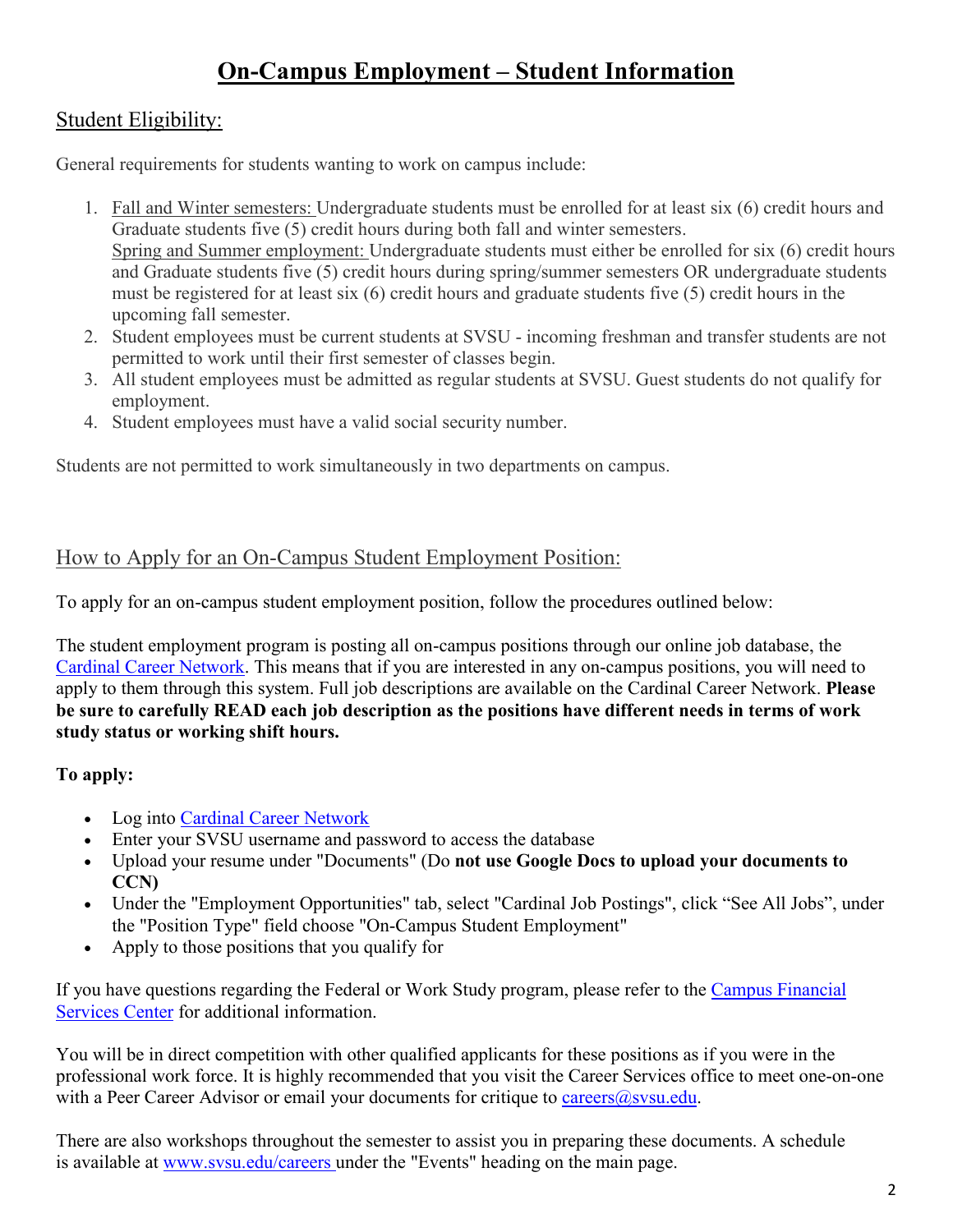# On-Campus Employment – Student Information

## Student Eligibility:

General requirements for students wanting to work on campus include:

1. Fall and Winter semesters: Undergraduate students must be enrolled for at least six (6) credit hours and Graduate students five (5) credit hours during both fall and winter semesters.
   Spring and Summer employment: Undergraduate students must either be enrolled for six (6) credit hours and Graduate students five (5) credit hours during spring/summer semesters OR undergraduate students must be registered for at least six (6) credit hours and graduate students five (5) credit hours in the upcoming fall semester.
2. Student employees must be current students at SVSU - incoming freshman and transfer students are not permitted to work until their first semester of classes begin.
3. All student employees must be admitted as regular students at SVSU. Guest students do not qualify for employment.
4. Student employees must have a valid social security number.

Students are not permitted to work simultaneously in two departments on campus.

## How to Apply for an On-Campus Student Employment Position:

To apply for an on-campus student employment position, follow the procedures outlined below:

The student employment program is posting all on-campus positions through our online job database, the Cardinal Career Network. This means that if you are interested in any on-campus positions, you will need to apply to them through this system. Full job descriptions are available on the Cardinal Career Network. **Please be sure to carefully READ each job description as the positions have different needs in terms of work study status or working shift hours.**

**To apply:**

- Log into Cardinal Career Network
- Enter your SVSU username and password to access the database
- Upload your resume under "Documents" (Do **not use Google Docs to upload your documents to CCN)**
- Under the "Employment Opportunities" tab, select "Cardinal Job Postings", click "See All Jobs", under the "Position Type" field choose "On-Campus Student Employment"
- Apply to those positions that you qualify for

If you have questions regarding the Federal or Work Study program, please refer to the Campus Financial Services Center for additional information.

You will be in direct competition with other qualified applicants for these positions as if you were in the professional work force. It is highly recommended that you visit the Career Services office to meet one-on-one with a Peer Career Advisor or email your documents for critique to careers@svsu.edu.

There are also workshops throughout the semester to assist you in preparing these documents. A schedule is available at www.svsu.edu/careers under the "Events" heading on the main page.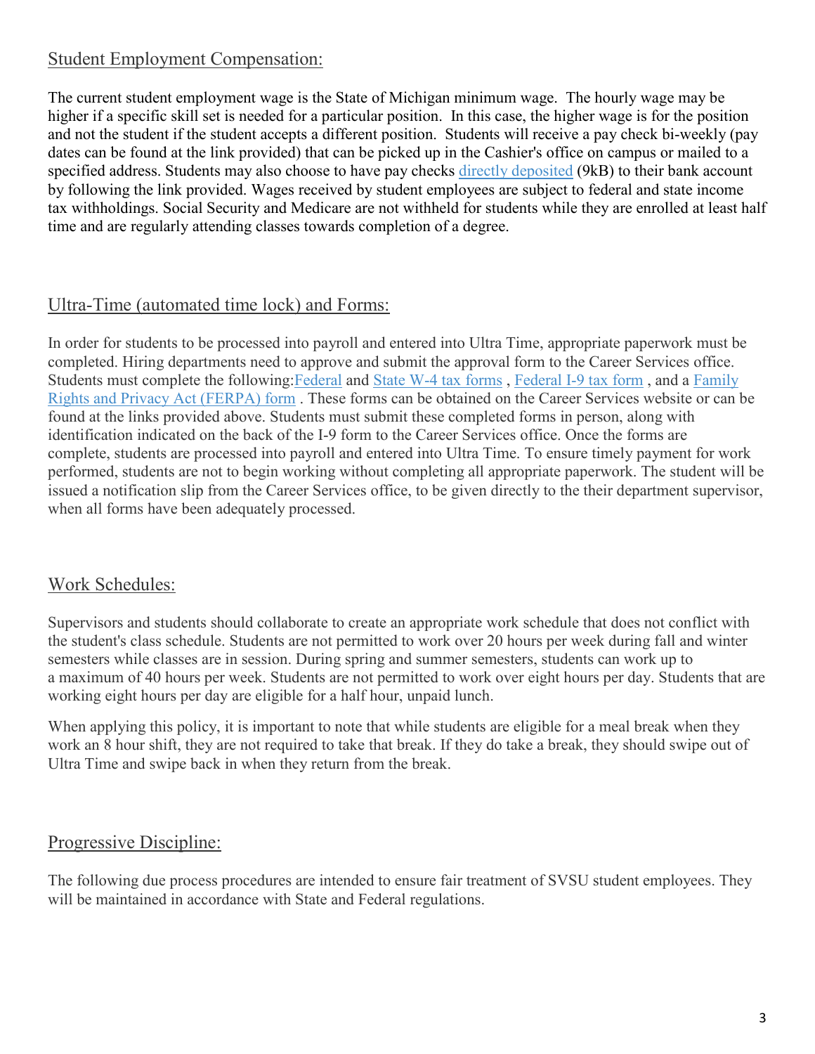## Student Employment Compensation:

The current student employment wage is the State of Michigan minimum wage. The hourly wage may be higher if a specific skill set is needed for a particular position. In this case, the higher wage is for the position and not the student if the student accepts a different position. Students will receive a pay check bi-weekly (pay dates can be found at the link provided) that can be picked up in the Cashier's office on campus or mailed to a specified address. Students may also choose to have pay checks directly deposited (9kB) to their bank account by following the link provided. Wages received by student employees are subject to federal and state income tax withholdings. Social Security and Medicare are not withheld for students while they are enrolled at least half time and are regularly attending classes towards completion of a degree.

## Ultra-Time (automated time lock) and Forms:

In order for students to be processed into payroll and entered into Ultra Time, appropriate paperwork must be completed. Hiring departments need to approve and submit the approval form to the Career Services office. Students must complete the following:Federal and State W-4 tax forms , Federal I-9 tax form , and a Family Rights and Privacy Act (FERPA) form . These forms can be obtained on the Career Services website or can be found at the links provided above. Students must submit these completed forms in person, along with identification indicated on the back of the I-9 form to the Career Services office. Once the forms are complete, students are processed into payroll and entered into Ultra Time. To ensure timely payment for work performed, students are not to begin working without completing all appropriate paperwork. The student will be issued a notification slip from the Career Services office, to be given directly to the their department supervisor, when all forms have been adequately processed.

## Work Schedules:

Supervisors and students should collaborate to create an appropriate work schedule that does not conflict with the student's class schedule. Students are not permitted to work over 20 hours per week during fall and winter semesters while classes are in session. During spring and summer semesters, students can work up to a maximum of 40 hours per week. Students are not permitted to work over eight hours per day. Students that are working eight hours per day are eligible for a half hour, unpaid lunch.

When applying this policy, it is important to note that while students are eligible for a meal break when they work an 8 hour shift, they are not required to take that break. If they do take a break, they should swipe out of Ultra Time and swipe back in when they return from the break.

## Progressive Discipline:

The following due process procedures are intended to ensure fair treatment of SVSU student employees. They will be maintained in accordance with State and Federal regulations.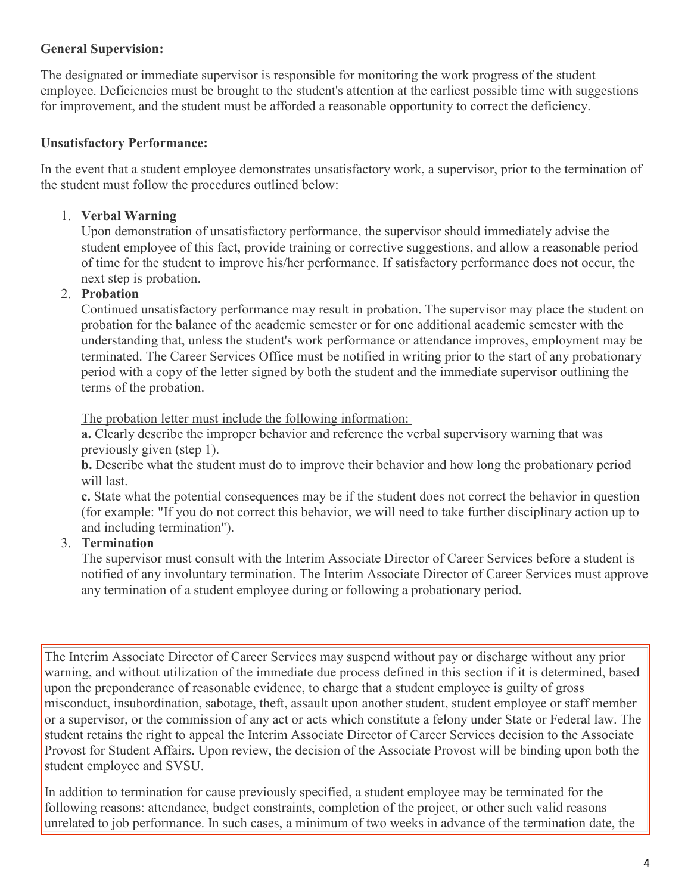**General Supervision:**

The designated or immediate supervisor is responsible for monitoring the work progress of the student employee. Deficiencies must be brought to the student's attention at the earliest possible time with suggestions for improvement, and the student must be afforded a reasonable opportunity to correct the deficiency.

**Unsatisfactory Performance:**

In the event that a student employee demonstrates unsatisfactory work, a supervisor, prior to the termination of the student must follow the procedures outlined below:

1. **Verbal Warning**
   Upon demonstration of unsatisfactory performance, the supervisor should immediately advise the student employee of this fact, provide training or corrective suggestions, and allow a reasonable period of time for the student to improve his/her performance. If satisfactory performance does not occur, the next step is probation.
2. **Probation**
   Continued unsatisfactory performance may result in probation. The supervisor may place the student on probation for the balance of the academic semester or for one additional academic semester with the understanding that, unless the student's work performance or attendance improves, employment may be terminated. The Career Services Office must be notified in writing prior to the start of any probationary period with a copy of the letter signed by both the student and the immediate supervisor outlining the terms of the probation.

   The probation letter must include the following information:
   **a.** Clearly describe the improper behavior and reference the verbal supervisory warning that was previously given (step 1).
   **b.** Describe what the student must do to improve their behavior and how long the probationary period will last.
   **c.** State what the potential consequences may be if the student does not correct the behavior in question (for example: "If you do not correct this behavior, we will need to take further disciplinary action up to and including termination").
3. **Termination**
   The supervisor must consult with the Interim Associate Director of Career Services before a student is notified of any involuntary termination. The Interim Associate Director of Career Services must approve any termination of a student employee during or following a probationary period.

The Interim Associate Director of Career Services may suspend without pay or discharge without any prior warning, and without utilization of the immediate due process defined in this section if it is determined, based upon the preponderance of reasonable evidence, to charge that a student employee is guilty of gross misconduct, insubordination, sabotage, theft, assault upon another student, student employee or staff member or a supervisor, or the commission of any act or acts which constitute a felony under State or Federal law. The student retains the right to appeal the Interim Associate Director of Career Services decision to the Associate Provost for Student Affairs. Upon review, the decision of the Associate Provost will be binding upon both the student employee and SVSU.

In addition to termination for cause previously specified, a student employee may be terminated for the following reasons: attendance, budget constraints, completion of the project, or other such valid reasons unrelated to job performance. In such cases, a minimum of two weeks in advance of the termination date, the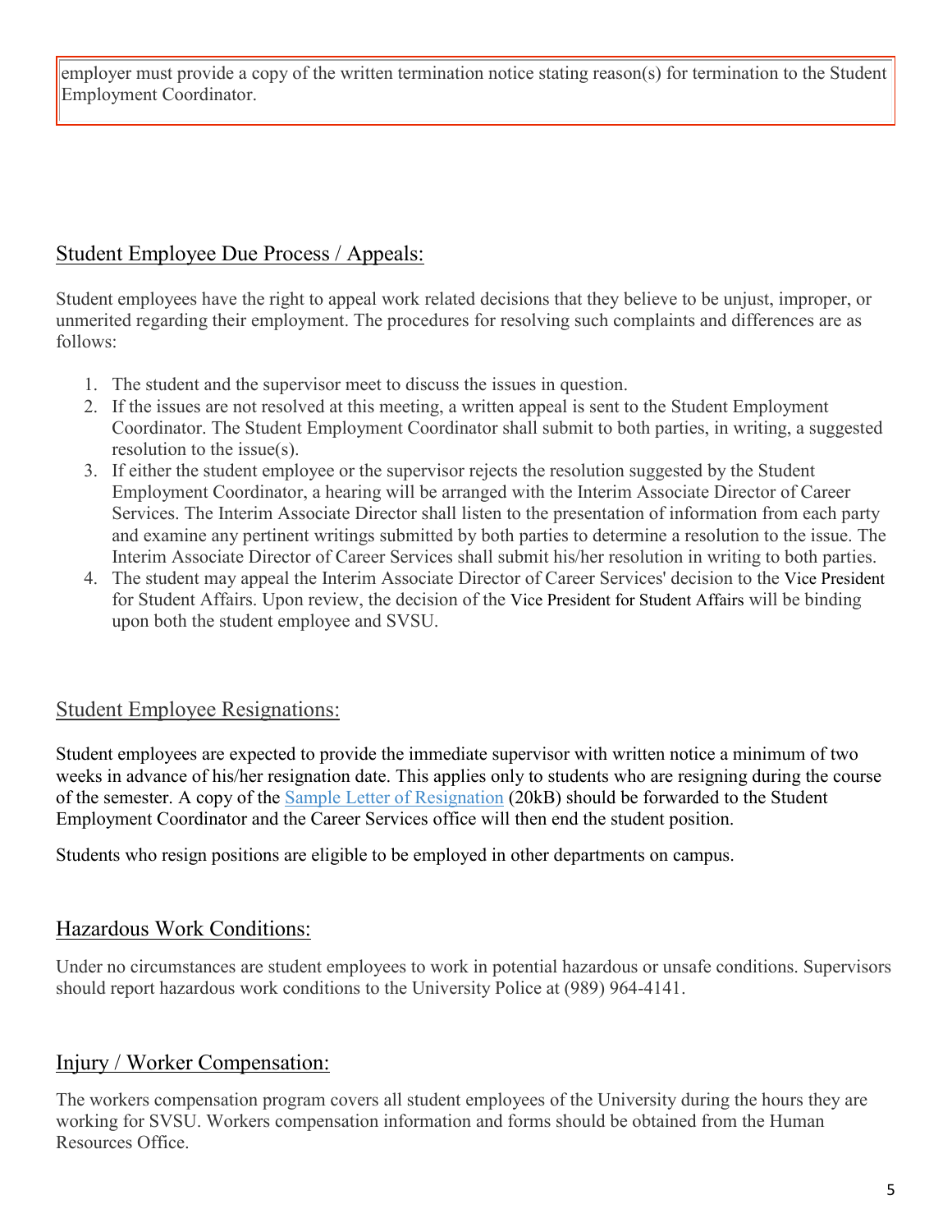employer must provide a copy of the written termination notice stating reason(s) for termination to the Student Employment Coordinator.

## Student Employee Due Process / Appeals:

Student employees have the right to appeal work related decisions that they believe to be unjust, improper, or unmerited regarding their employment. The procedures for resolving such complaints and differences are as follows:

1. The student and the supervisor meet to discuss the issues in question.
2. If the issues are not resolved at this meeting, a written appeal is sent to the Student Employment Coordinator. The Student Employment Coordinator shall submit to both parties, in writing, a suggested resolution to the issue(s).
3. If either the student employee or the supervisor rejects the resolution suggested by the Student Employment Coordinator, a hearing will be arranged with the Interim Associate Director of Career Services. The Interim Associate Director shall listen to the presentation of information from each party and examine any pertinent writings submitted by both parties to determine a resolution to the issue. The Interim Associate Director of Career Services shall submit his/her resolution in writing to both parties.
4. The student may appeal the Interim Associate Director of Career Services' decision to the Vice President for Student Affairs. Upon review, the decision of the Vice President for Student Affairs will be binding upon both the student employee and SVSU.

## Student Employee Resignations:

Student employees are expected to provide the immediate supervisor with written notice a minimum of two weeks in advance of his/her resignation date. This applies only to students who are resigning during the course of the semester. A copy of the Sample Letter of Resignation (20kB) should be forwarded to the Student Employment Coordinator and the Career Services office will then end the student position.

Students who resign positions are eligible to be employed in other departments on campus.

## Hazardous Work Conditions:

Under no circumstances are student employees to work in potential hazardous or unsafe conditions. Supervisors should report hazardous work conditions to the University Police at (989) 964-4141.

## Injury / Worker Compensation:

The workers compensation program covers all student employees of the University during the hours they are working for SVSU. Workers compensation information and forms should be obtained from the Human Resources Office.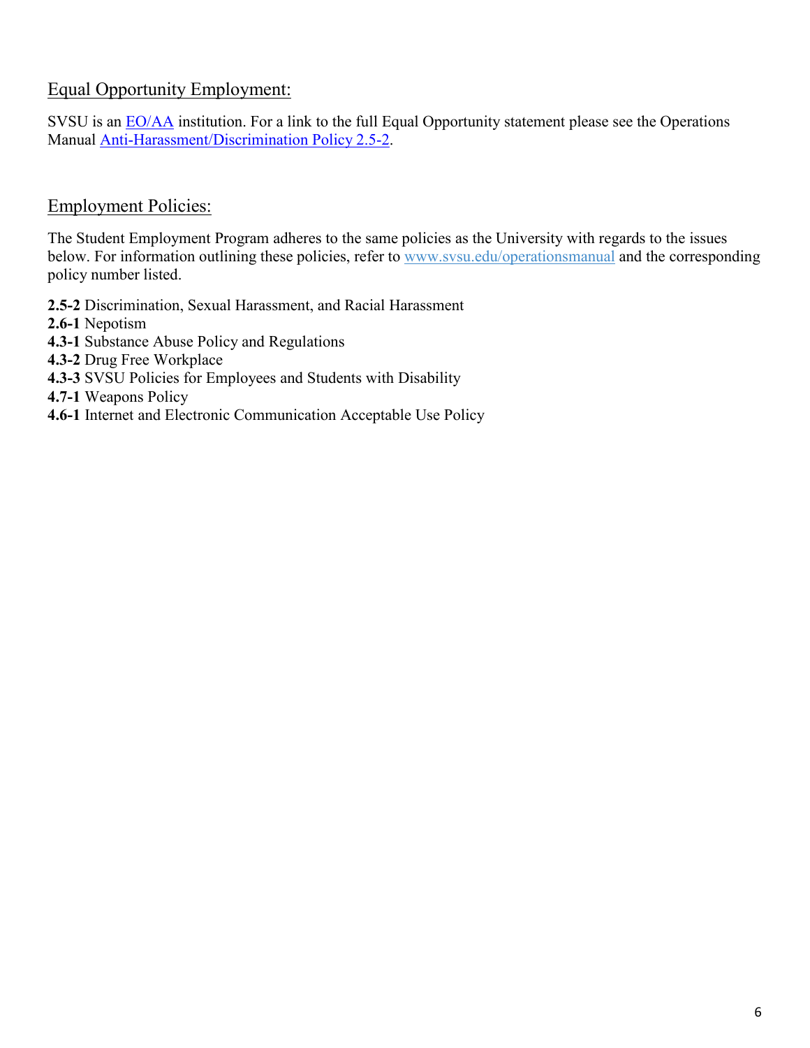## Equal Opportunity Employment:

SVSU is an EO/AA institution. For a link to the full Equal Opportunity statement please see the Operations Manual Anti-Harassment/Discrimination Policy 2.5-2.

## Employment Policies:

The Student Employment Program adheres to the same policies as the University with regards to the issues below. For information outlining these policies, refer to www.svsu.edu/operationsmanual and the corresponding policy number listed.

**2.5-2** Discrimination, Sexual Harassment, and Racial Harassment
**2.6-1** Nepotism
**4.3-1** Substance Abuse Policy and Regulations
**4.3-2** Drug Free Workplace
**4.3-3** SVSU Policies for Employees and Students with Disability
**4.7-1** Weapons Policy
**4.6-1** Internet and Electronic Communication Acceptable Use Policy